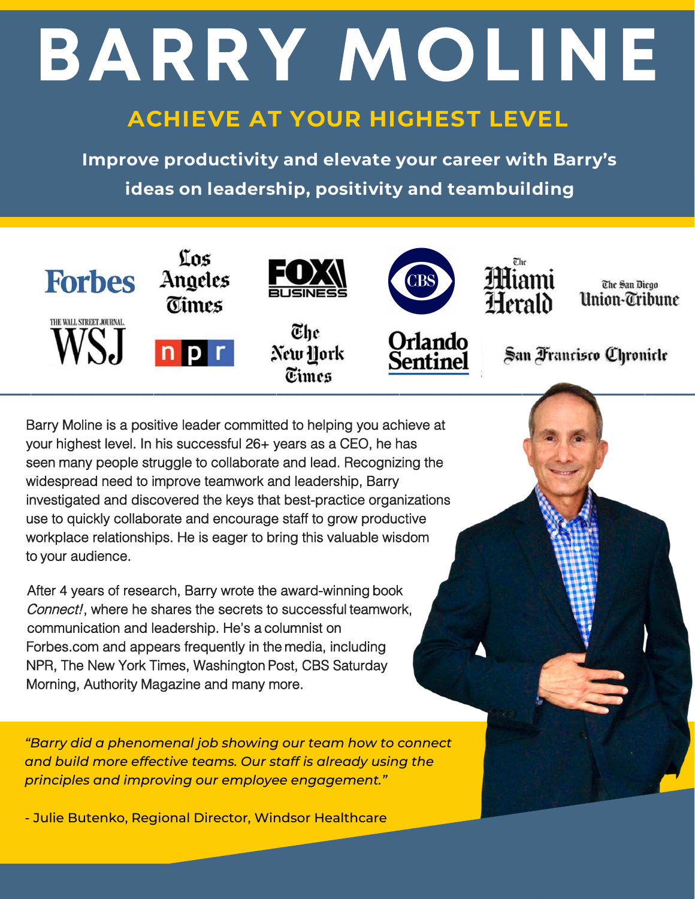# BARRY MOLINE

## ACHIEVE AT YOUR HIGHEST LEVEL

**Improve productivity and elevate your career with Barry's ideas on leadership, positivity and teambuilding**

Forbes | Los Angeles Times | FOX Business | CBS | The Miami Herald | The San Diego Union-Tribune | The Wall Street Journal WSJ | npr | The New York Times | Orlando Sentinel | San Francisco Chronicle

Barry Moline is a positive leader committed to helping you achieve at your highest level. In his successful 26+ years as a CEO, he has seen many people struggle to collaborate and lead. Recognizing the widespread need to improve teamwork and leadership, Barry investigated and discovered the keys that best-practice organizations use to quickly collaborate and encourage staff to grow productive workplace relationships. He is eager to bring this valuable wisdom to your audience.

After 4 years of research, Barry wrote the award-winning book *Connect!*, where he shares the secrets to successful teamwork, communication and leadership. He's a columnist on Forbes.com and appears frequently in the media, including NPR, The New York Times, Washington Post, CBS Saturday Morning, Authority Magazine and many more.

*"Barry did a phenomenal job showing our team how to connect and build more effective teams. Our staff is already using the principles and improving our employee engagement."*

**- Julie Butenko, Regional Director, Windsor Healthcare**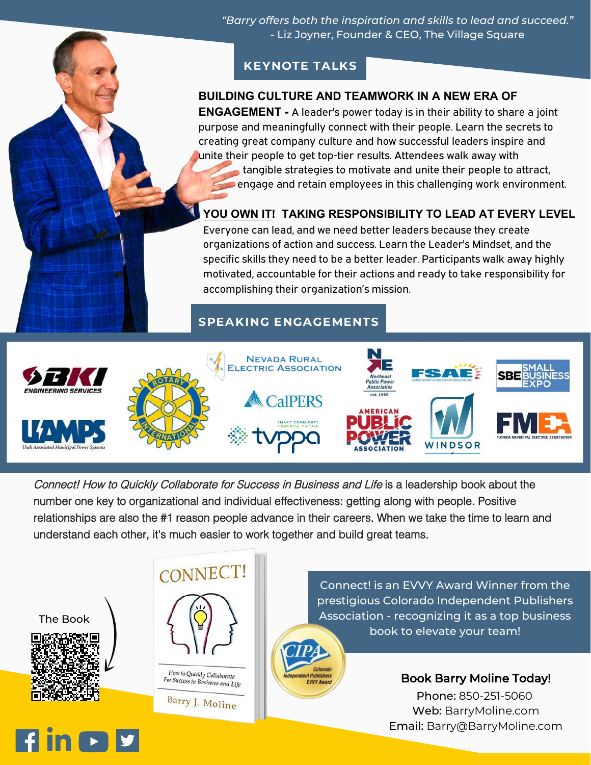*"Barry offers both the inspiration and skills to lead and succeed."*
- Liz Joyner, Founder & CEO, The Village Square

## KEYNOTE TALKS

**BUILDING CULTURE AND TEAMWORK IN A NEW ERA OF ENGAGEMENT -** A leader's power today is in their ability to share a joint purpose and meaningfully connect with their people. Learn the secrets to creating great company culture and how successful leaders inspire and unite their people to get top-tier results. Attendees walk away with tangible strategies to motivate and unite their people to attract, engage and retain employees in this challenging work environment.

**YOU OWN IT! TAKING RESPONSIBILITY TO LEAD AT EVERY LEVEL**
Everyone can lead, and we need better leaders because they create organizations of action and success. Learn the Leader's Mindset, and the specific skills they need to be a better leader. Participants walk away highly motivated, accountable for their actions and ready to take responsibility for accomplishing their organization's mission.

## SPEAKING ENGAGEMENTS

BKI Engineering Services
UAMPS Utah Associated Municipal Power Systems
Rotary International
Nevada Rural Electric Association
CalPERS
TVPPA Smart Community. Powerful Future.
NE Northeast Public Power Association est. 1965
American Public Power Association
FSAE Florida Society of Association Executives, Inc.
Windsor
SBE Small Business Expo
FMEA Florida Municipal Electric Association

*Connect! How to Quickly Collaborate for Success in Business and Life* is a leadership book about the number one key to organizational and individual effectiveness: getting along with people. Positive relationships are also the #1 reason people advance in their careers. When we take the time to learn and understand each other, it's much easier to work together and build great teams.

The Book

CONNECT!
How to Quickly Collaborate For Success in Business and Life
Barry J. Moline

Connect! is an EVVY Award Winner from the prestigious Colorado Independent Publishers Association - recognizing it as a top business book to elevate your team!

CIPA Colorado Independent Publishers EVVY Award

**Book Barry Moline Today!**
Phone: 850-251-5060
Web: BarryMoline.com
Email: Barry@BarryMoline.com